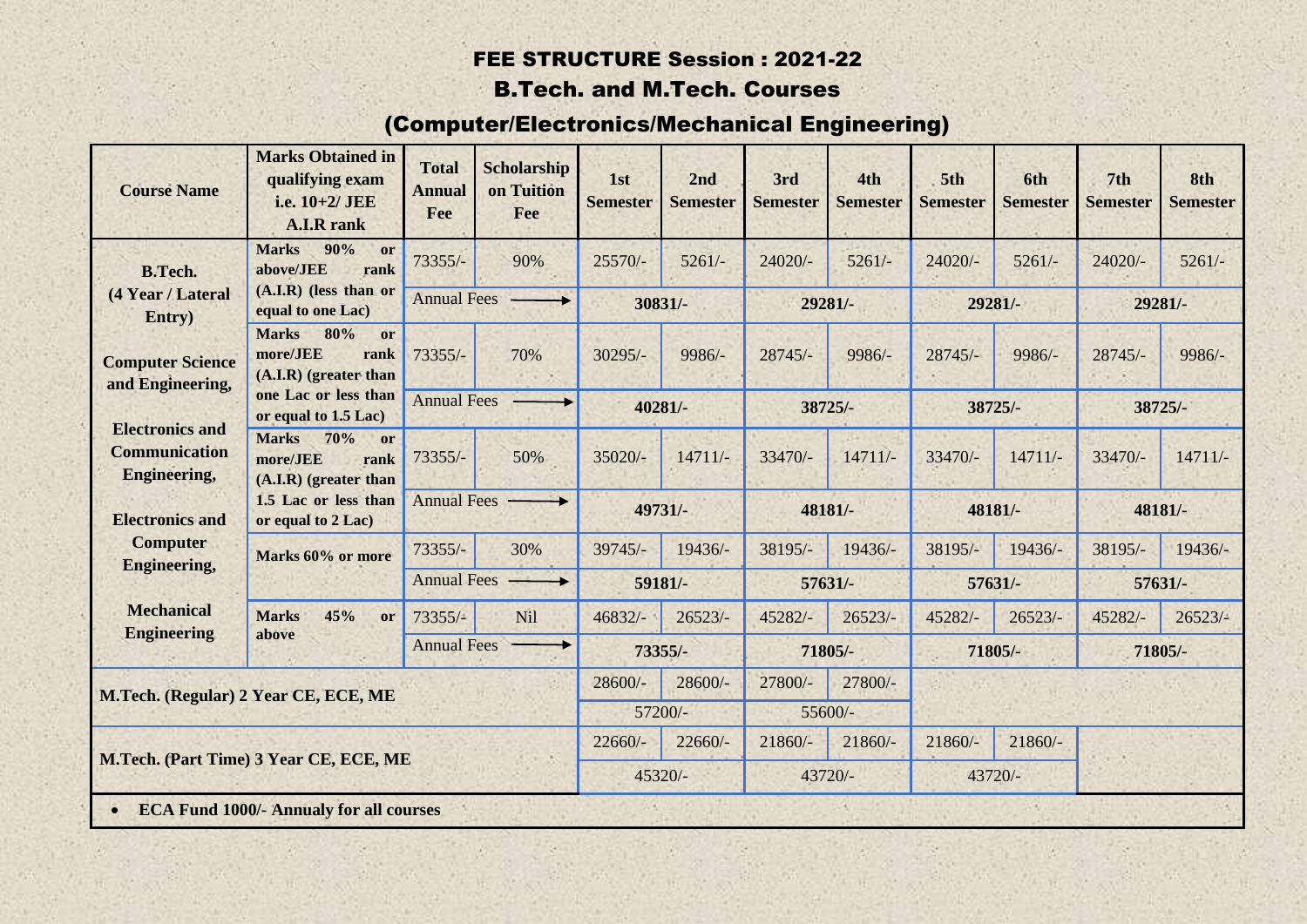# FEE STRUCTURE Session : 2021-22

## B.Tech. and M.Tech. Courses

## (Computer/Electronics/Mechanical Engineering)

| Course Name | Marks Obtained in qualifying exam i.e. 10+2/ JEE A.I.R rank | Total Annual Fee | Scholarship on Tuition Fee | 1st Semester | 2nd Semester | 3rd Semester | 4th Semester | 5th Semester | 6th Semester | 7th Semester | 8th Semester |
|---|---|---|---|---|---|---|---|---|---|---|---|
| **B.Tech. (4 Year / Lateral Entry)** **Computer Science and Engineering,** **Electronics and Communication Engineering,** **Electronics and Computer Engineering,** **Mechanical Engineering** | **Marks 90% or above/JEE rank (A.I.R) (less than or equal to one Lac)** | 73355/- | 90% | 25570/- | 5261/- | 24020/- | 5261/- | 24020/- | 5261/- | 24020/- | 5261/- |
| | | Annual Fees ⟶ | | **30831/-** | | **29281/-** | | **29281/-** | | **29281/-** | |
| | **Marks 80% or more/JEE rank (A.I.R) (greater than one Lac or less than or equal to 1.5 Lac)** | 73355/- | 70% | 30295/- | 9986/- | 28745/- | 9986/- | 28745/- | 9986/- | 28745/- | 9986/- |
| | | Annual Fees ⟶ | | **40281/-** | | **38725/-** | | **38725/-** | | **38725/-** | |
| | **Marks 70% or more/JEE rank (A.I.R) (greater than 1.5 Lac or less than or equal to 2 Lac)** | 73355/- | 50% | 35020/- | 14711/- | 33470/- | 14711/- | 33470/- | 14711/- | 33470/- | 14711/- |
| | | Annual Fees ⟶ | | **49731/-** | | **48181/-** | | **48181/-** | | **48181/-** | |
| | **Marks 60% or more** | 73355/- | 30% | 39745/- | 19436/- | 38195/- | 19436/- | 38195/- | 19436/- | 38195/- | 19436/- |
| | | Annual Fees ⟶ | | **59181/-** | | **57631/-** | | **57631/-** | | **57631/-** | |
| | **Marks 45% or above** | 73355/- | Nil | 46832/- | 26523/- | 45282/- | 26523/- | 45282/- | 26523/- | 45282/- | 26523/- |
| | | Annual Fees ⟶ | | **73355/-** | | **71805/-** | | **71805/-** | | **71805/-** | |
| **M.Tech. (Regular) 2 Year CE, ECE, ME** | | | | 28600/- | 28600/- | 27800/- | 27800/- | | | | |
| | | | | 57200/- | | 55600/- | | | | | |
| **M.Tech. (Part Time) 3 Year CE, ECE, ME** | | | | 22660/- | 22660/- | 21860/- | 21860/- | 21860/- | 21860/- | | |
| | | | | 45320/- | | 43720/- | | 43720/- | | | |

- **ECA Fund 1000/- Annualy for all courses**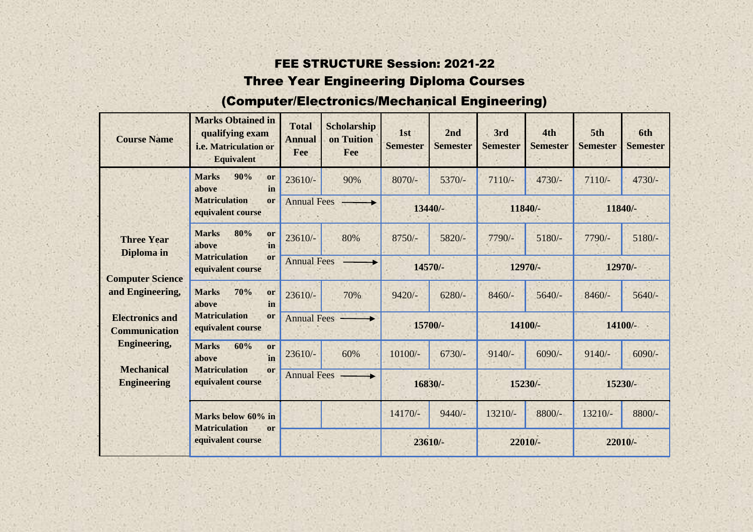# FEE STRUCTURE Session: 2021-22

## Three Year Engineering Diploma Courses

## (Computer/Electronics/Mechanical Engineering)

| Course Name | Marks Obtained in qualifying exam i.e. Matriculation or Equivalent | Total Annual Fee | Scholarship on Tuition Fee | 1st Semester | 2nd Semester | 3rd Semester | 4th Semester | 5th Semester | 6th Semester |
|---|---|---|---|---|---|---|---|---|---|
| Three Year Diploma in Computer Science and Engineering, Electronics and Communication Engineering, Mechanical Engineering | Marks 90% or above in Matriculation or equivalent course | 23610/- | 90% | 8070/- | 5370/- | 7110/- | 4730/- | 7110/- | 4730/- |
| | | Annual Fees → | | 13440/- | | 11840/- | | 11840/- | |
| | Marks 80% or above in Matriculation or equivalent course | 23610/- | 80% | 8750/- | 5820/- | 7790/- | 5180/- | 7790/- | 5180/- |
| | | Annual Fees → | | 14570/- | | 12970/- | | 12970/- | |
| | Marks 70% or above in Matriculation or equivalent course | 23610/- | 70% | 9420/- | 6280/- | 8460/- | 5640/- | 8460/- | 5640/- |
| | | Annual Fees → | | 15700/- | | 14100/- | | 14100/- | |
| | Marks 60% or above in Matriculation or equivalent course | 23610/- | 60% | 10100/- | 6730/- | 9140/- | 6090/- | 9140/- | 6090/- |
| | | Annual Fees → | | 16830/- | | 15230/- | | 15230/- | |
| | Marks below 60% in Matriculation or equivalent course | | | 14170/- | 9440/- | 13210/- | 8800/- | 13210/- | 8800/- |
| | | | | 23610/- | | 22010/- | | 22010/- | |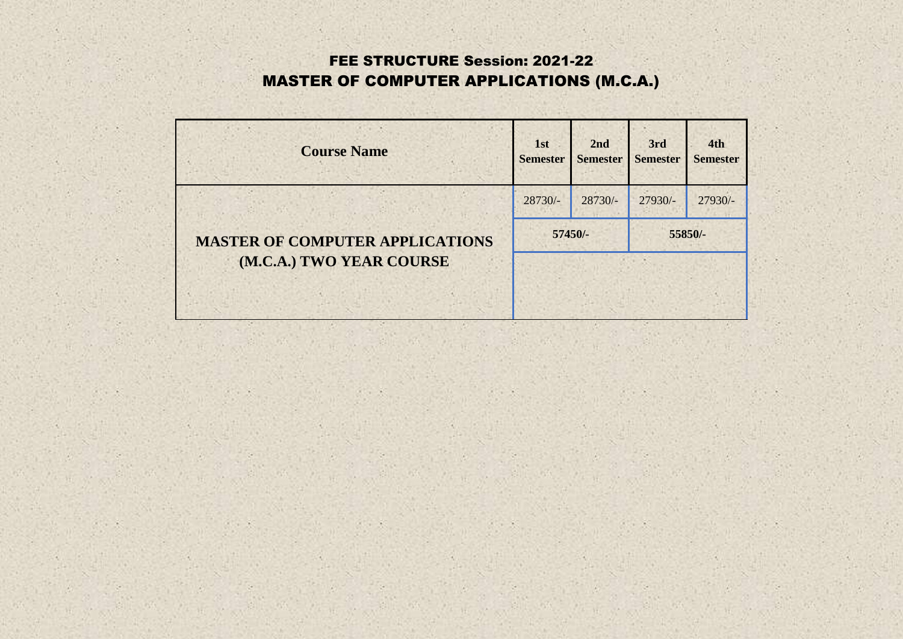# FEE STRUCTURE Session: 2021-22
# MASTER OF COMPUTER APPLICATIONS (M.C.A.)

| Course Name | 1st Semester | 2nd Semester | 3rd Semester | 4th Semester |
|---|---|---|---|---|
| **MASTER OF COMPUTER APPLICATIONS (M.C.A.) TWO YEAR COURSE** | 28730/- | 28730/- | 27930/- | 27930/- |
| | **57450/-** | | **55850/-** | |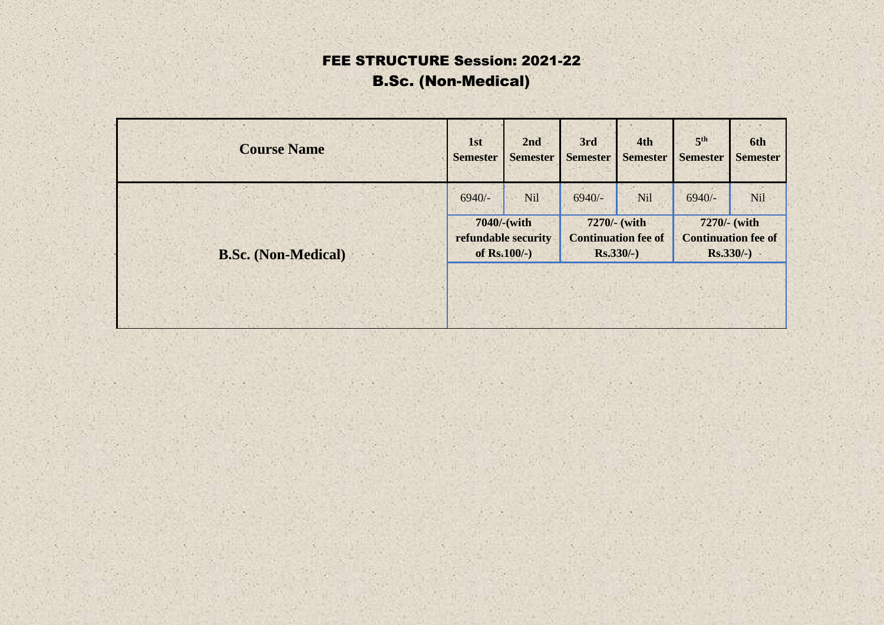# FEE STRUCTURE Session: 2021-22

## B.Sc. (Non-Medical)

| Course Name | 1st Semester | 2nd Semester | 3rd Semester | 4th Semester | 5th Semester | 6th Semester |
|---|---|---|---|---|---|---|
| B.Sc. (Non-Medical) | 6940/- | Nil | 6940/- | Nil | 6940/- | Nil |
| | **7040/-(with refundable security of Rs.100/-)** | | **7270/- (with Continuation fee of Rs.330/-)** | | **7270/- (with Continuation fee of Rs.330/-)** | |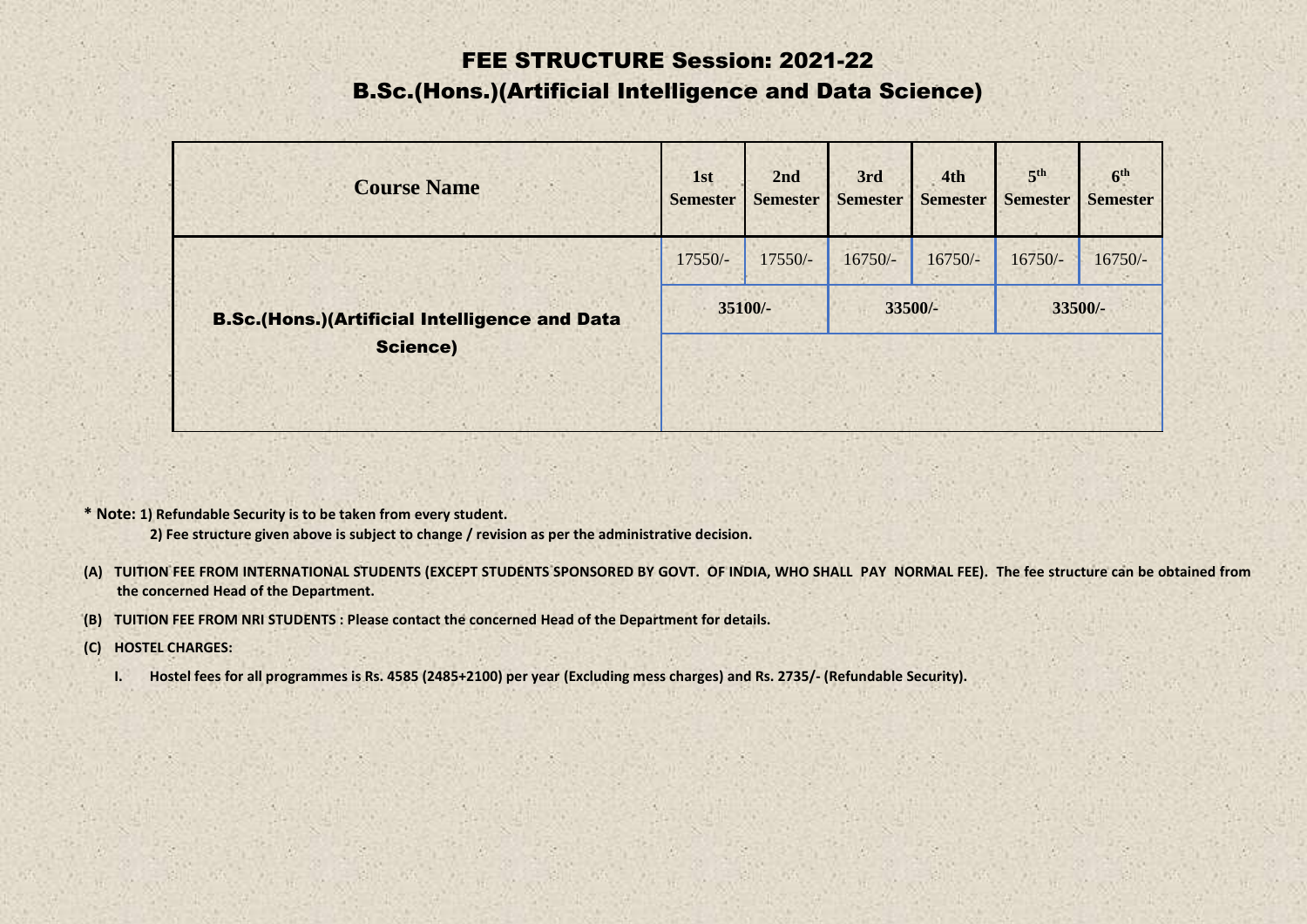# FEE STRUCTURE Session: 2021-22

## B.Sc.(Hons.)(Artificial Intelligence and Data Science)

| Course Name | 1st Semester | 2nd Semester | 3rd Semester | 4th Semester | 5th Semester | 6th Semester |
|---|---|---|---|---|---|---|
| **B.Sc.(Hons.)(Artificial Intelligence and Data Science)** | 17550/- | 17550/- | 16750/- | 16750/- | 16750/- | 16750/- |
| | **35100/-** | | **33500/-** | | **33500/-** | |

**\* Note: 1) Refundable Security is to be taken from every student.**

**2) Fee structure given above is subject to change / revision as per the administrative decision.**

**(A) TUITION FEE FROM INTERNATIONAL STUDENTS (EXCEPT STUDENTS SPONSORED BY GOVT. OF INDIA, WHO SHALL PAY NORMAL FEE). The fee structure can be obtained from the concerned Head of the Department.**

**(B) TUITION FEE FROM NRI STUDENTS : Please contact the concerned Head of the Department for details.**

**(C) HOSTEL CHARGES:**

**I. Hostel fees for all programmes is Rs. 4585 (2485+2100) per year (Excluding mess charges) and Rs. 2735/- (Refundable Security).**